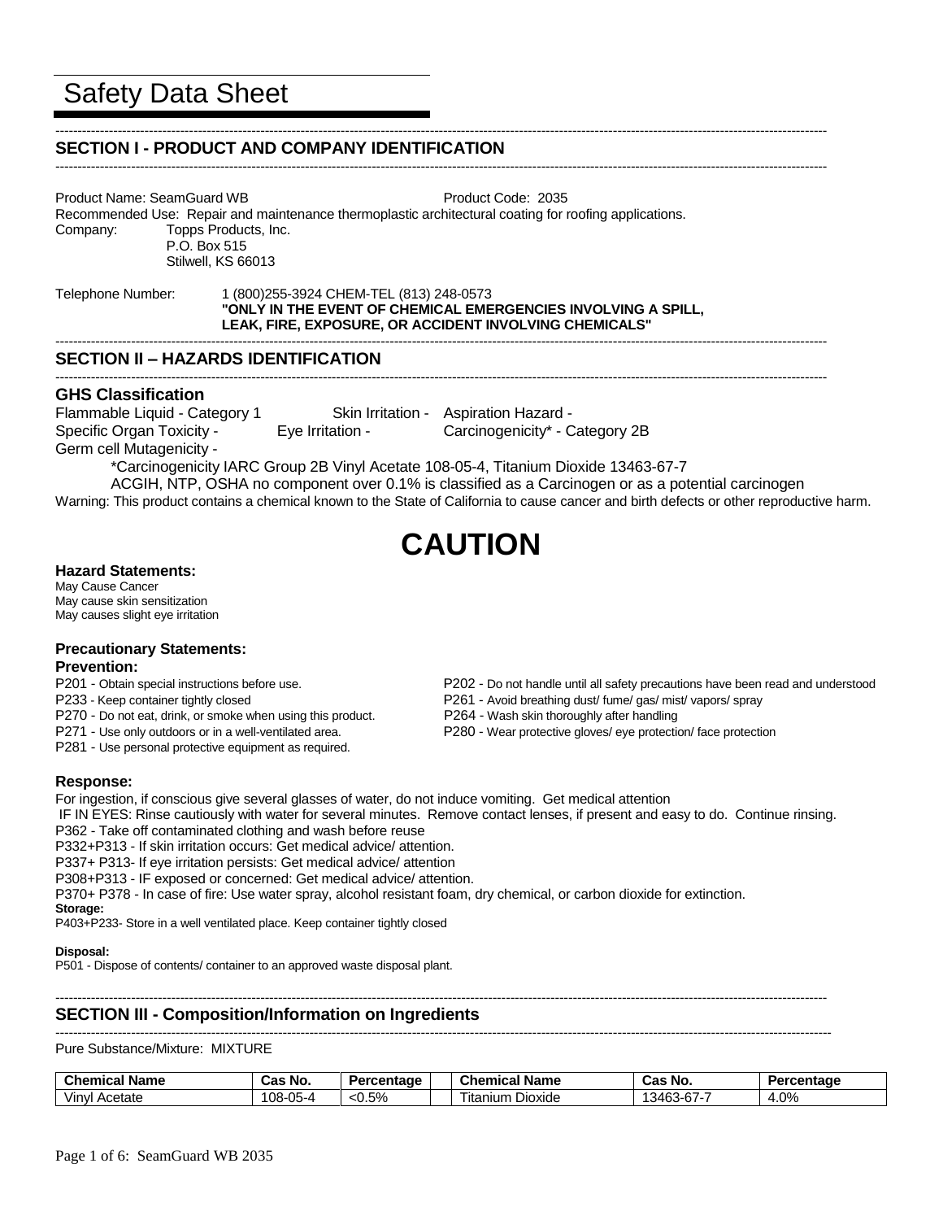# Safety Data Sheet

## SECTION I - PRODUCT AND COMPANY IDENTIFICATION

Product Name: SeamGuard WB    Product Code: 2035

Recommended Use: Repair and maintenance thermoplastic architectural coating for roofing applications.

Company: Topps Products, Inc.
P.O. Box 515
Stilwell, KS 66013

Telephone Number: 1 (800)255-3924 CHEM-TEL (813) 248-0573
**"ONLY IN THE EVENT OF CHEMICAL EMERGENCIES INVOLVING A SPILL, LEAK, FIRE, EXPOSURE, OR ACCIDENT INVOLVING CHEMICALS"**

## SECTION II – HAZARDS IDENTIFICATION

### GHS Classification

Flammable Liquid - Category 1
Skin Irritation -
Aspiration Hazard -
Specific Organ Toxicity -
Eye Irritation -
Carcinogenicity* - Category 2B
Germ cell Mutagenicity -

*Carcinogenicity IARC Group 2B Vinyl Acetate 108-05-4, Titanium Dioxide 13463-67-7

ACGIH, NTP, OSHA no component over 0.1% is classified as a Carcinogen or as a potential carcinogen

Warning: This product contains a chemical known to the State of California to cause cancer and birth defects or other reproductive harm.

# CAUTION

**Hazard Statements:**

May Cause Cancer
May cause skin sensitization
May causes slight eye irritation

**Precautionary Statements:**

**Prevention:**

P201 - Obtain special instructions before use.
P202 - Do not handle until all safety precautions have been read and understood
P233 - Keep container tightly closed
P261 - Avoid breathing dust/ fume/ gas/ mist/ vapors/ spray
P270 - Do not eat, drink, or smoke when using this product.
P264 - Wash skin thoroughly after handling
P271 - Use only outdoors or in a well-ventilated area.
P280 - Wear protective gloves/ eye protection/ face protection
P281 - Use personal protective equipment as required.

**Response:**

For ingestion, if conscious give several glasses of water, do not induce vomiting. Get medical attention
IF IN EYES: Rinse cautiously with water for several minutes. Remove contact lenses, if present and easy to do. Continue rinsing.
P362 - Take off contaminated clothing and wash before reuse
P332+P313 - If skin irritation occurs: Get medical advice/ attention.
P337+ P313- If eye irritation persists: Get medical advice/ attention
P308+P313 - IF exposed or concerned: Get medical advice/ attention.
P370+ P378 - In case of fire: Use water spray, alcohol resistant foam, dry chemical, or carbon dioxide for extinction.

**Storage:**

P403+P233- Store in a well ventilated place. Keep container tightly closed

**Disposal:**

P501 - Dispose of contents/ container to an approved waste disposal plant.

## SECTION III - Composition/Information on Ingredients

Pure Substance/Mixture: MIXTURE

| Chemical Name | Cas No. | Percentage | | Chemical Name | Cas No. | Percentage |
|---|---|---|---|---|---|---|
| Vinyl Acetate | 108-05-4 | <0.5% | | Titanium Dioxide | 13463-67-7 | 4.0% |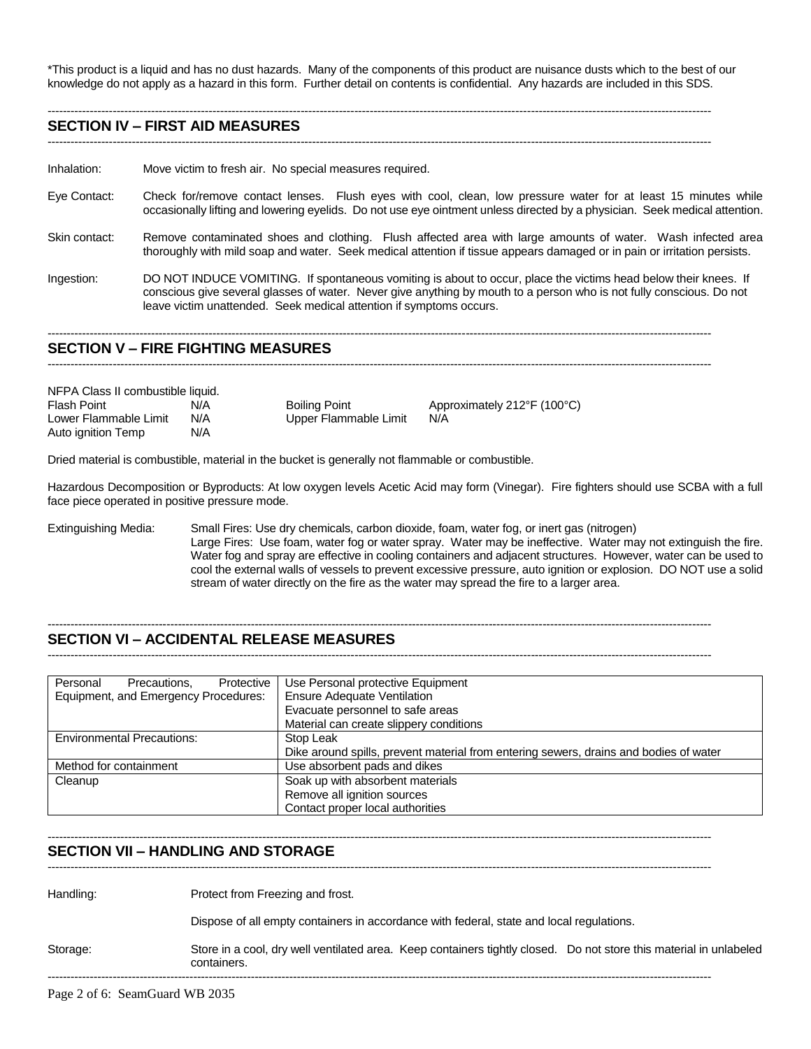*This product is a liquid and has no dust hazards. Many of the components of this product are nuisance dusts which to the best of our knowledge do not apply as a hazard in this form. Further detail on contents is confidential. Any hazards are included in this SDS.

## SECTION IV – FIRST AID MEASURES

**Inhalation:** Move victim to fresh air. No special measures required.

**Eye Contact:** Check for/remove contact lenses. Flush eyes with cool, clean, low pressure water for at least 15 minutes while occasionally lifting and lowering eyelids. Do not use eye ointment unless directed by a physician. Seek medical attention.

**Skin contact:** Remove contaminated shoes and clothing. Flush affected area with large amounts of water. Wash infected area thoroughly with mild soap and water. Seek medical attention if tissue appears damaged or in pain or irritation persists.

**Ingestion:** DO NOT INDUCE VOMITING. If spontaneous vomiting is about to occur, place the victims head below their knees. If conscious give several glasses of water. Never give anything by mouth to a person who is not fully conscious. Do not leave victim unattended. Seek medical attention if symptoms occurs.

## SECTION V – FIRE FIGHTING MEASURES

NFPA Class II combustible liquid.

| | | | |
|---|---|---|---|
| Flash Point | N/A | Boiling Point | Approximately 212°F (100°C) |
| Lower Flammable Limit | N/A | Upper Flammable Limit | N/A |
| Auto ignition Temp | N/A | | |

Dried material is combustible, material in the bucket is generally not flammable or combustible.

Hazardous Decomposition or Byproducts: At low oxygen levels Acetic Acid may form (Vinegar). Fire fighters should use SCBA with a full face piece operated in positive pressure mode.

**Extinguishing Media:** Small Fires: Use dry chemicals, carbon dioxide, foam, water fog, or inert gas (nitrogen)
Large Fires: Use foam, water fog or water spray. Water may be ineffective. Water may not extinguish the fire. Water fog and spray are effective in cooling containers and adjacent structures. However, water can be used to cool the external walls of vessels to prevent excessive pressure, auto ignition or explosion. DO NOT use a solid stream of water directly on the fire as the water may spread the fire to a larger area.

## SECTION VI – ACCIDENTAL RELEASE MEASURES

| | |
|---|---|
| Personal Precautions, Protective Equipment, and Emergency Procedures: | Use Personal protective Equipment<br>Ensure Adequate Ventilation<br>Evacuate personnel to safe areas<br>Material can create slippery conditions |
| Environmental Precautions: | Stop Leak<br>Dike around spills, prevent material from entering sewers, drains and bodies of water |
| Method for containment | Use absorbent pads and dikes |
| Cleanup | Soak up with absorbent materials<br>Remove all ignition sources<br>Contact proper local authorities |

## SECTION VII – HANDLING AND STORAGE

**Handling:** Protect from Freezing and frost.

Dispose of all empty containers in accordance with federal, state and local regulations.

**Storage:** Store in a cool, dry well ventilated area. Keep containers tightly closed. Do not store this material in unlabeled containers.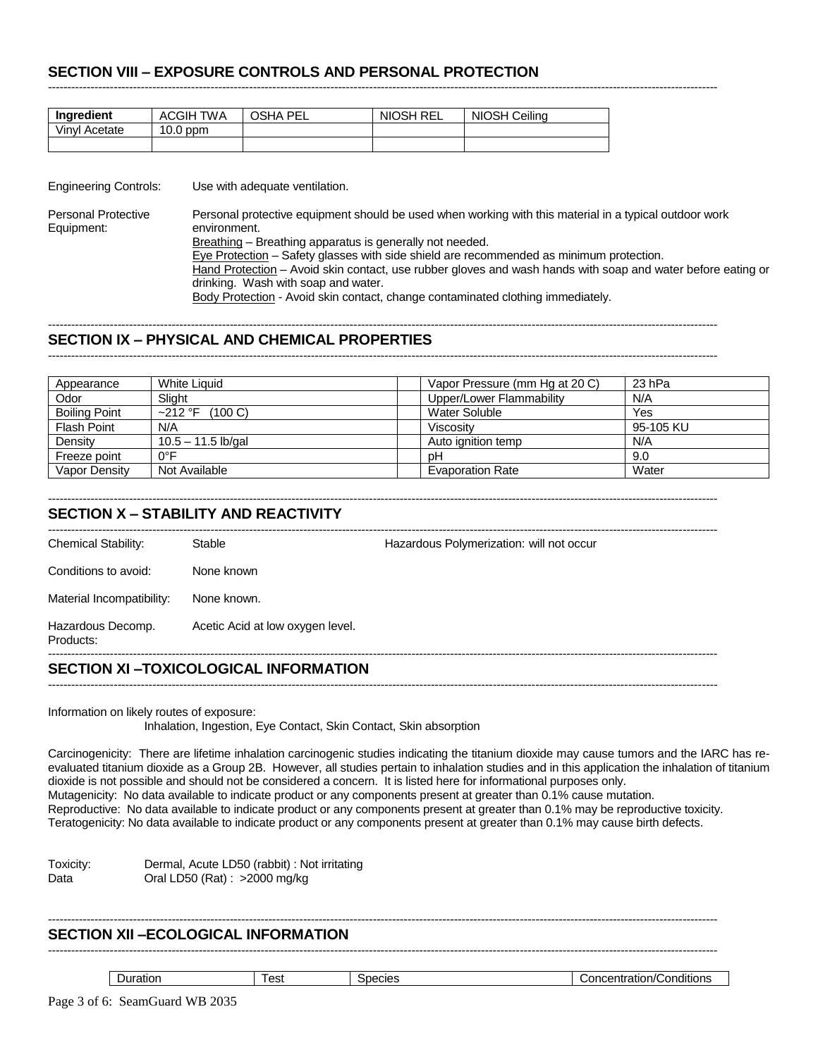## SECTION VIII – EXPOSURE CONTROLS AND PERSONAL PROTECTION

| Ingredient | ACGIH TWA | OSHA PEL | NIOSH REL | NIOSH Ceiling |
|---|---|---|---|---|
| Vinyl Acetate | 10.0 ppm | | | |
| | | | | |

Engineering Controls: Use with adequate ventilation.

Personal Protective Equipment: Personal protective equipment should be used when working with this material in a typical outdoor work environment.

Breathing – Breathing apparatus is generally not needed.
Eye Protection – Safety glasses with side shield are recommended as minimum protection.
Hand Protection – Avoid skin contact, use rubber gloves and wash hands with soap and water before eating or drinking. Wash with soap and water.
Body Protection - Avoid skin contact, change contaminated clothing immediately.

## SECTION IX – PHYSICAL AND CHEMICAL PROPERTIES

| Appearance | White Liquid | | Vapor Pressure (mm Hg at 20 C) | 23 hPa |
|---|---|---|---|---|
| Odor | Slight | | Upper/Lower Flammability | N/A |
| Boiling Point | ~212 °F (100 C) | | Water Soluble | Yes |
| Flash Point | N/A | | Viscosity | 95-105 KU |
| Density | 10.5 – 11.5 lb/gal | | Auto ignition temp | N/A |
| Freeze point | 0°F | | pH | 9.0 |
| Vapor Density | Not Available | | Evaporation Rate | Water |

## SECTION X – STABILITY AND REACTIVITY

Chemical Stability: Stable &nbsp;&nbsp;&nbsp;&nbsp; Hazardous Polymerization: will not occur

Conditions to avoid: None known

Material Incompatibility: None known.

Hazardous Decomp. Products: Acetic Acid at low oxygen level.

## SECTION XI –TOXICOLOGICAL INFORMATION

Information on likely routes of exposure:
Inhalation, Ingestion, Eye Contact, Skin Contact, Skin absorption

Carcinogenicity: There are lifetime inhalation carcinogenic studies indicating the titanium dioxide may cause tumors and the IARC has re-evaluated titanium dioxide as a Group 2B. However, all studies pertain to inhalation studies and in this application the inhalation of titanium dioxide is not possible and should not be considered a concern. It is listed here for informational purposes only.
Mutagenicity: No data available to indicate product or any components present at greater than 0.1% cause mutation.
Reproductive: No data available to indicate product or any components present at greater than 0.1% may be reproductive toxicity.
Teratogenicity: No data available to indicate product or any components present at greater than 0.1% may cause birth defects.

Toxicity Data: Dermal, Acute LD50 (rabbit) : Not irritating
Oral LD50 (Rat) : >2000 mg/kg

## SECTION XII –ECOLOGICAL INFORMATION

| Duration | Test | Species | Concentration/Conditions |
|---|---|---|---|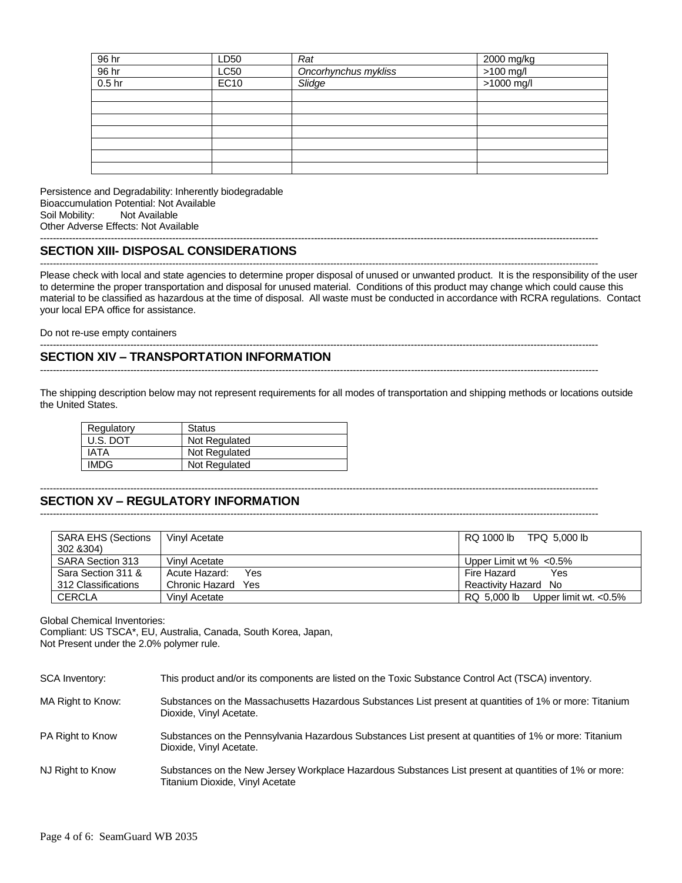| 96 hr | LD50 | *Rat* | 2000 mg/kg |
|---|---|---|---|
| 96 hr | LC50 | *Oncorhynchus mykliss* | >100 mg/l |
| 0.5 hr | EC10 | *Slidge* | >1000 mg/l |
| | | | |
| | | | |
| | | | |
| | | | |
| | | | |
| | | | |
| | | | |

Persistence and Degradability: Inherently biodegradable
Bioaccumulation Potential: Not Available
Soil Mobility: Not Available
Other Adverse Effects: Not Available

## SECTION XIII- DISPOSAL CONSIDERATIONS

Please check with local and state agencies to determine proper disposal of unused or unwanted product. It is the responsibility of the user to determine the proper transportation and disposal for unused material. Conditions of this product may change which could cause this material to be classified as hazardous at the time of disposal. All waste must be conducted in accordance with RCRA regulations. Contact your local EPA office for assistance.

Do not re-use empty containers

## SECTION XIV – TRANSPORTATION INFORMATION

The shipping description below may not represent requirements for all modes of transportation and shipping methods or locations outside the United States.

| Regulatory | Status |
|---|---|
| U.S. DOT | Not Regulated |
| IATA | Not Regulated |
| IMDG | Not Regulated |

## SECTION XV – REGULATORY INFORMATION

| SARA EHS (Sections 302 &304) | Vinyl Acetate | RQ 1000 lb TPQ 5,000 lb |
|---|---|---|
| SARA Section 313 | Vinyl Acetate | Upper Limit wt % <0.5% |
| Sara Section 311 & 312 Classifications | Acute Hazard: Yes<br>Chronic Hazard Yes | Fire Hazard Yes<br>Reactivity Hazard No |
| CERCLA | Vinyl Acetate | RQ 5,000 lb Upper limit wt. <0.5% |

Global Chemical Inventories:
Compliant: US TSCA*, EU, Australia, Canada, South Korea, Japan,
Not Present under the 2.0% polymer rule.

SCA Inventory: This product and/or its components are listed on the Toxic Substance Control Act (TSCA) inventory.

MA Right to Know: Substances on the Massachusetts Hazardous Substances List present at quantities of 1% or more: Titanium Dioxide, Vinyl Acetate.

PA Right to Know: Substances on the Pennsylvania Hazardous Substances List present at quantities of 1% or more: Titanium Dioxide, Vinyl Acetate.

NJ Right to Know: Substances on the New Jersey Workplace Hazardous Substances List present at quantities of 1% or more: Titanium Dioxide, Vinyl Acetate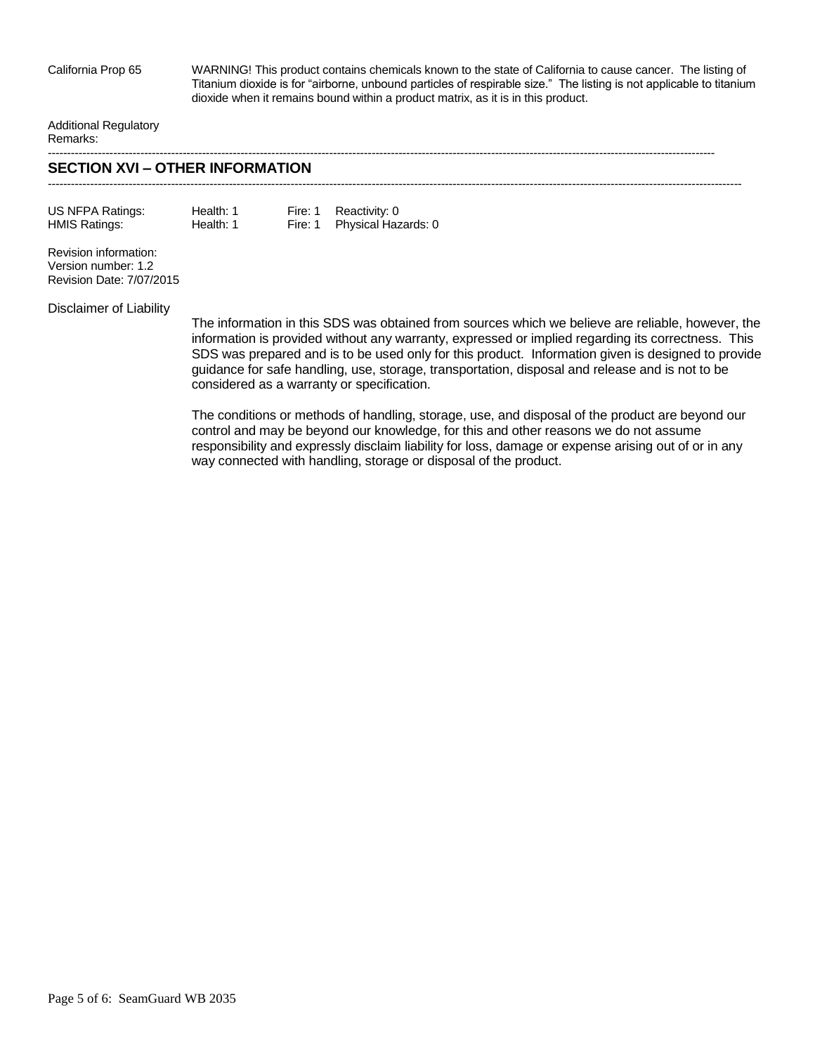California Prop 65 WARNING! This product contains chemicals known to the state of California to cause cancer. The listing of Titanium dioxide is for "airborne, unbound particles of respirable size." The listing is not applicable to titanium dioxide when it remains bound within a product matrix, as it is in this product.

Additional Regulatory Remarks:

## SECTION XVI – OTHER INFORMATION

| | | | |
|---|---|---|---|
| US NFPA Ratings: | Health: 1 | Fire: 1 | Reactivity: 0 |
| HMIS Ratings: | Health: 1 | Fire: 1 | Physical Hazards: 0 |

Revision information:
Version number: 1.2
Revision Date: 7/07/2015

Disclaimer of Liability

The information in this SDS was obtained from sources which we believe are reliable, however, the information is provided without any warranty, expressed or implied regarding its correctness. This SDS was prepared and is to be used only for this product. Information given is designed to provide guidance for safe handling, use, storage, transportation, disposal and release and is not to be considered as a warranty or specification.

The conditions or methods of handling, storage, use, and disposal of the product are beyond our control and may be beyond our knowledge, for this and other reasons we do not assume responsibility and expressly disclaim liability for loss, damage or expense arising out of or in any way connected with handling, storage or disposal of the product.